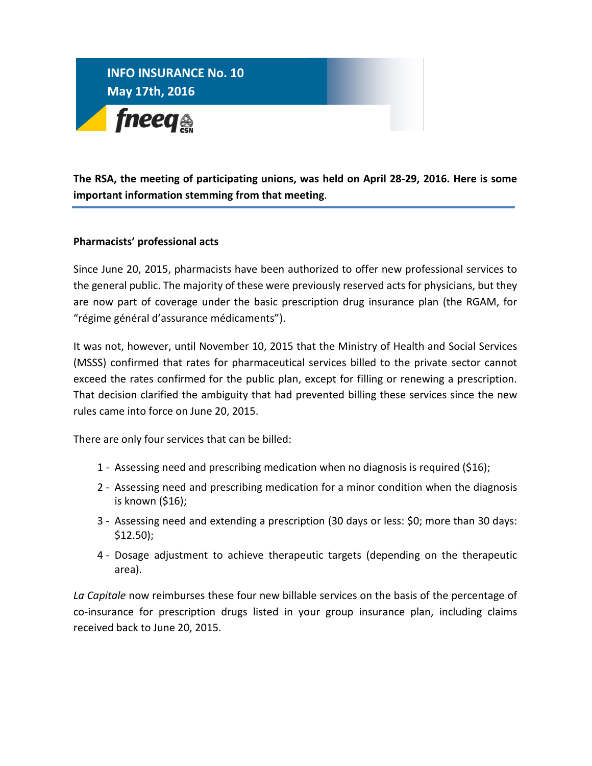# INFO INSURANCE No. 10
## May 17th, 2016

fneeq CSN

**The RSA, the meeting of participating unions, was held on April 28-29, 2016. Here is some important information stemming from that meeting**.

### Pharmacists' professional acts

Since June 20, 2015, pharmacists have been authorized to offer new professional services to the general public. The majority of these were previously reserved acts for physicians, but they are now part of coverage under the basic prescription drug insurance plan (the RGAM, for "régime général d'assurance médicaments").

It was not, however, until November 10, 2015 that the Ministry of Health and Social Services (MSSS) confirmed that rates for pharmaceutical services billed to the private sector cannot exceed the rates confirmed for the public plan, except for filling or renewing a prescription. That decision clarified the ambiguity that had prevented billing these services since the new rules came into force on June 20, 2015.

There are only four services that can be billed:

1 - Assessing need and prescribing medication when no diagnosis is required ($16);
2 - Assessing need and prescribing medication for a minor condition when the diagnosis is known ($16);
3 - Assessing need and extending a prescription (30 days or less: $0; more than 30 days: $12.50);
4 - Dosage adjustment to achieve therapeutic targets (depending on the therapeutic area).

*La Capitale* now reimburses these four new billable services on the basis of the percentage of co-insurance for prescription drugs listed in your group insurance plan, including claims received back to June 20, 2015.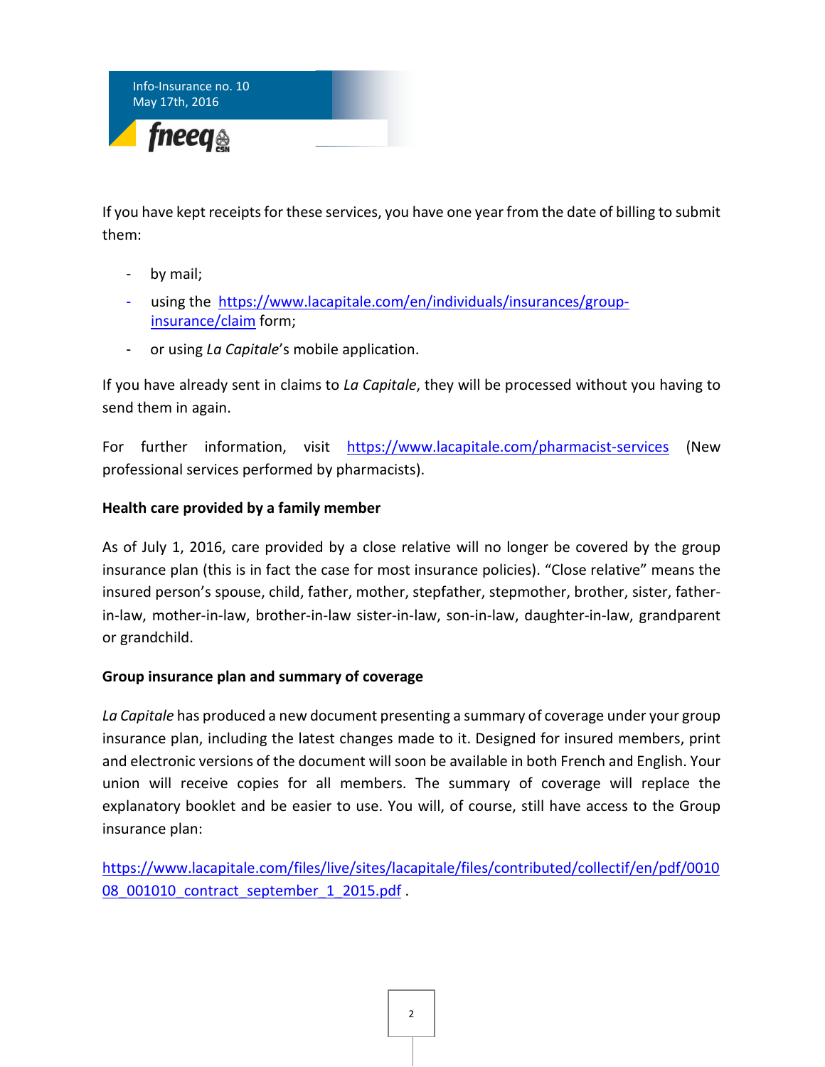If you have kept receipts for these services, you have one year from the date of billing to submit them:

- by mail;
- using the [https://www.lacapitale.com/en/individuals/insurances/group-insurance/claim](https://www.lacapitale.com/en/individuals/insurances/group-insurance/claim) form;
- or using *La Capitale*'s mobile application.

If you have already sent in claims to *La Capitale*, they will be processed without you having to send them in again.

For further information, visit [https://www.lacapitale.com/pharmacist-services](https://www.lacapitale.com/pharmacist-services) (New professional services performed by pharmacists).

**Health care provided by a family member**

As of July 1, 2016, care provided by a close relative will no longer be covered by the group insurance plan (this is in fact the case for most insurance policies). "Close relative" means the insured person's spouse, child, father, mother, stepfather, stepmother, brother, sister, father-in-law, mother-in-law, brother-in-law sister-in-law, son-in-law, daughter-in-law, grandparent or grandchild.

**Group insurance plan and summary of coverage**

*La Capitale* has produced a new document presenting a summary of coverage under your group insurance plan, including the latest changes made to it. Designed for insured members, print and electronic versions of the document will soon be available in both French and English. Your union will receive copies for all members. The summary of coverage will replace the explanatory booklet and be easier to use. You will, of course, still have access to the Group insurance plan:

[https://www.lacapitale.com/files/live/sites/lacapitale/files/contributed/collectif/en/pdf/001008_001010_contract_september_1_2015.pdf](https://www.lacapitale.com/files/live/sites/lacapitale/files/contributed/collectif/en/pdf/001008_001010_contract_september_1_2015.pdf) .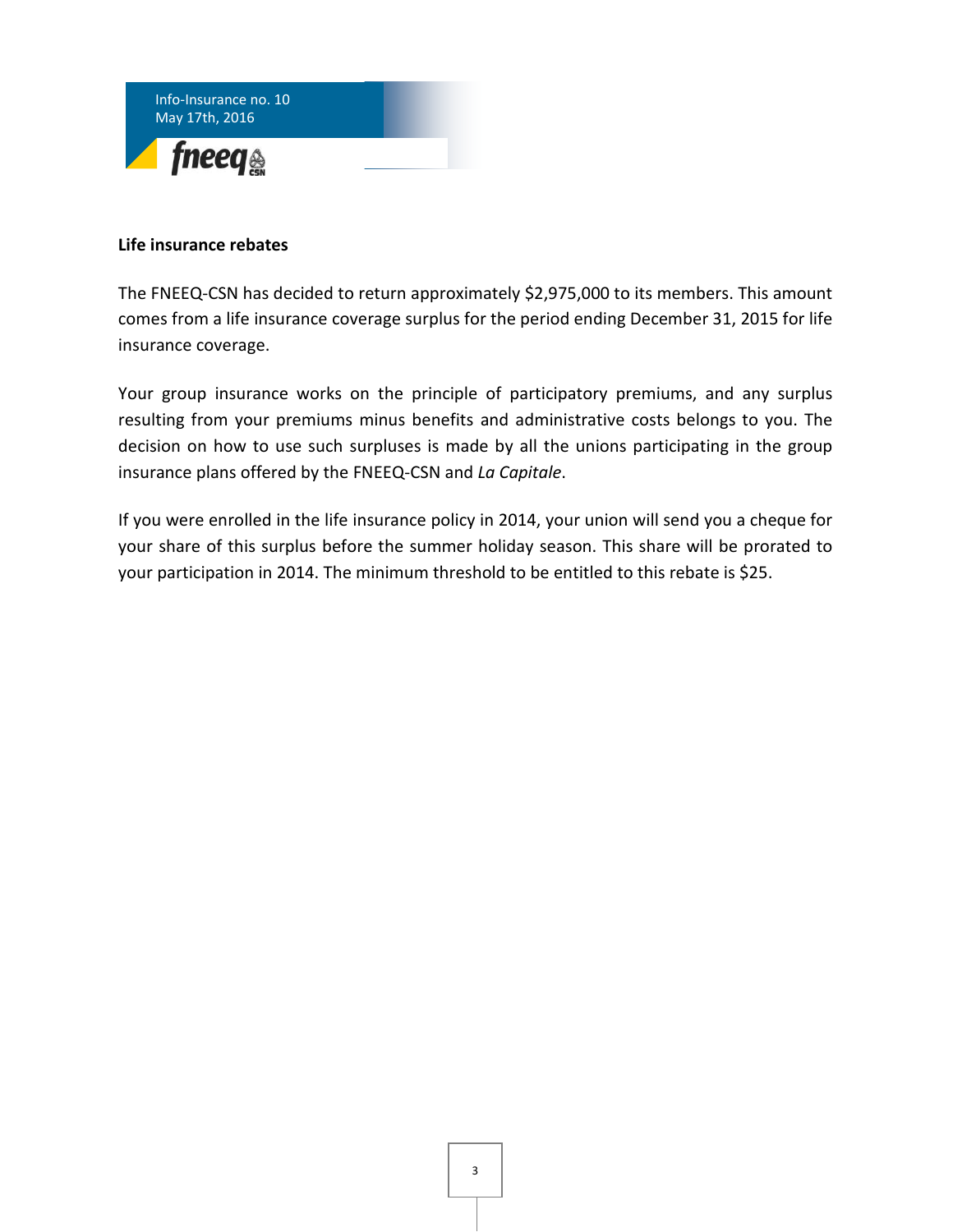## Life insurance rebates

The FNEEQ-CSN has decided to return approximately $2,975,000 to its members. This amount comes from a life insurance coverage surplus for the period ending December 31, 2015 for life insurance coverage.

Your group insurance works on the principle of participatory premiums, and any surplus resulting from your premiums minus benefits and administrative costs belongs to you. The decision on how to use such surpluses is made by all the unions participating in the group insurance plans offered by the FNEEQ-CSN and *La Capitale*.

If you were enrolled in the life insurance policy in 2014, your union will send you a cheque for your share of this surplus before the summer holiday season. This share will be prorated to your participation in 2014. The minimum threshold to be entitled to this rebate is $25.